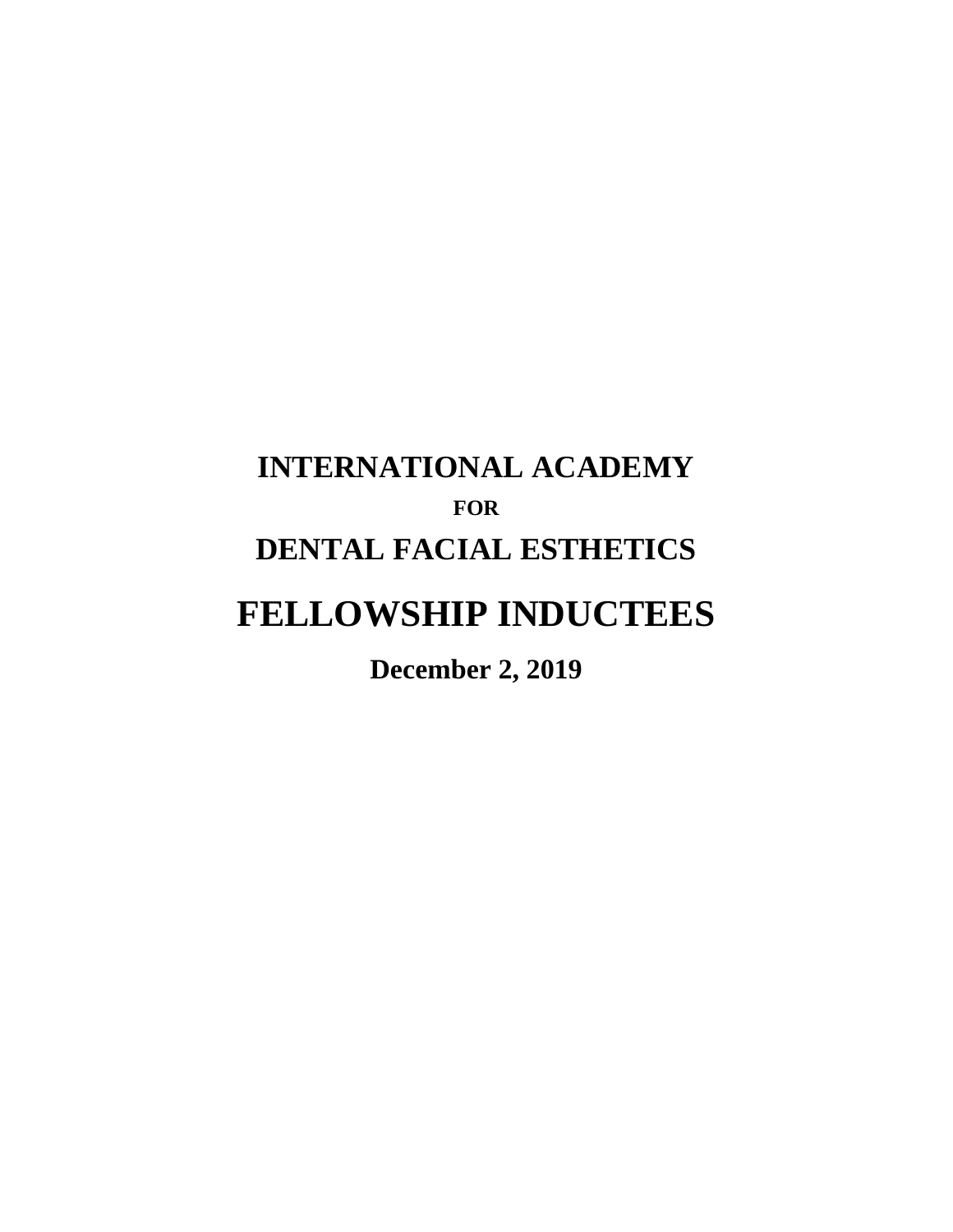# INTERNATIONAL ACADEMY

**FOR**

# DENTAL FACIAL ESTHETICS

# FELLOWSHIP INDUCTEES

**December 2, 2019**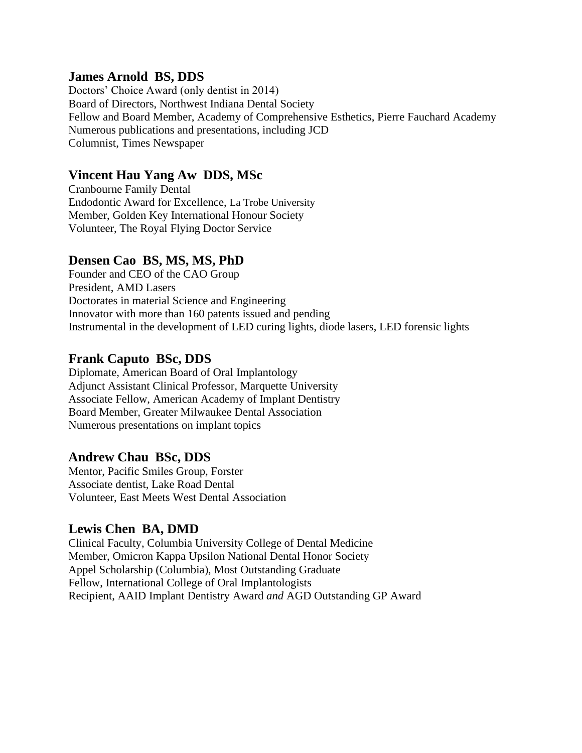### James Arnold  BS, DDS

Doctors' Choice Award (only dentist in 2014)
Board of Directors, Northwest Indiana Dental Society
Fellow and Board Member, Academy of Comprehensive Esthetics, Pierre Fauchard Academy
Numerous publications and presentations, including JCD
Columnist, Times Newspaper

### Vincent Hau Yang Aw  DDS, MSc

Cranbourne Family Dental
Endodontic Award for Excellence, La Trobe University
Member, Golden Key International Honour Society
Volunteer, The Royal Flying Doctor Service

### Densen Cao  BS, MS, MS, PhD

Founder and CEO of the CAO Group
President, AMD Lasers
Doctorates in material Science and Engineering
Innovator with more than 160 patents issued and pending
Instrumental in the development of LED curing lights, diode lasers, LED forensic lights

### Frank Caputo  BSc, DDS

Diplomate, American Board of Oral Implantology
Adjunct Assistant Clinical Professor, Marquette University
Associate Fellow, American Academy of Implant Dentistry
Board Member, Greater Milwaukee Dental Association
Numerous presentations on implant topics

### Andrew Chau  BSc, DDS

Mentor, Pacific Smiles Group, Forster
Associate dentist, Lake Road Dental
Volunteer, East Meets West Dental Association

### Lewis Chen  BA, DMD

Clinical Faculty, Columbia University College of Dental Medicine
Member, Omicron Kappa Upsilon National Dental Honor Society
Appel Scholarship (Columbia), Most Outstanding Graduate
Fellow, International College of Oral Implantologists
Recipient, AAID Implant Dentistry Award *and* AGD Outstanding GP Award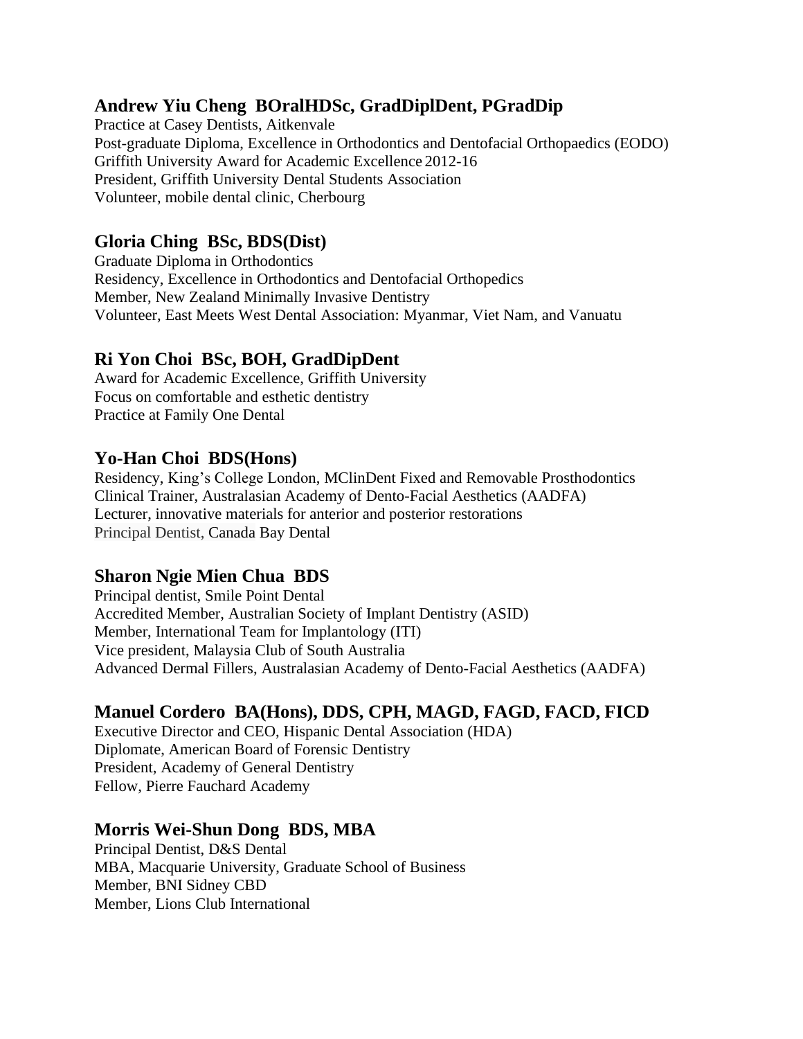## Andrew Yiu Cheng  BOralHDSc, GradDiplDent, PGradDip

Practice at Casey Dentists, Aitkenvale
Post-graduate Diploma, Excellence in Orthodontics and Dentofacial Orthopaedics (EODO)
Griffith University Award for Academic Excellence 2012-16
President, Griffith University Dental Students Association
Volunteer, mobile dental clinic, Cherbourg

## Gloria Ching  BSc, BDS(Dist)

Graduate Diploma in Orthodontics
Residency, Excellence in Orthodontics and Dentofacial Orthopedics
Member, New Zealand Minimally Invasive Dentistry
Volunteer, East Meets West Dental Association: Myanmar, Viet Nam, and Vanuatu

## Ri Yon Choi  BSc, BOH, GradDipDent

Award for Academic Excellence, Griffith University
Focus on comfortable and esthetic dentistry
Practice at Family One Dental

## Yo-Han Choi  BDS(Hons)

Residency, King's College London, MClinDent Fixed and Removable Prosthodontics
Clinical Trainer, Australasian Academy of Dento-Facial Aesthetics (AADFA)
Lecturer, innovative materials for anterior and posterior restorations
Principal Dentist, Canada Bay Dental

## Sharon Ngie Mien Chua  BDS

Principal dentist, Smile Point Dental
Accredited Member, Australian Society of Implant Dentistry (ASID)
Member, International Team for Implantology (ITI)
Vice president, Malaysia Club of South Australia
Advanced Dermal Fillers, Australasian Academy of Dento-Facial Aesthetics (AADFA)

## Manuel Cordero  BA(Hons), DDS, CPH, MAGD, FAGD, FACD, FICD

Executive Director and CEO, Hispanic Dental Association (HDA)
Diplomate, American Board of Forensic Dentistry
President, Academy of General Dentistry
Fellow, Pierre Fauchard Academy

## Morris Wei-Shun Dong  BDS, MBA

Principal Dentist, D&S Dental
MBA, Macquarie University, Graduate School of Business
Member, BNI Sidney CBD
Member, Lions Club International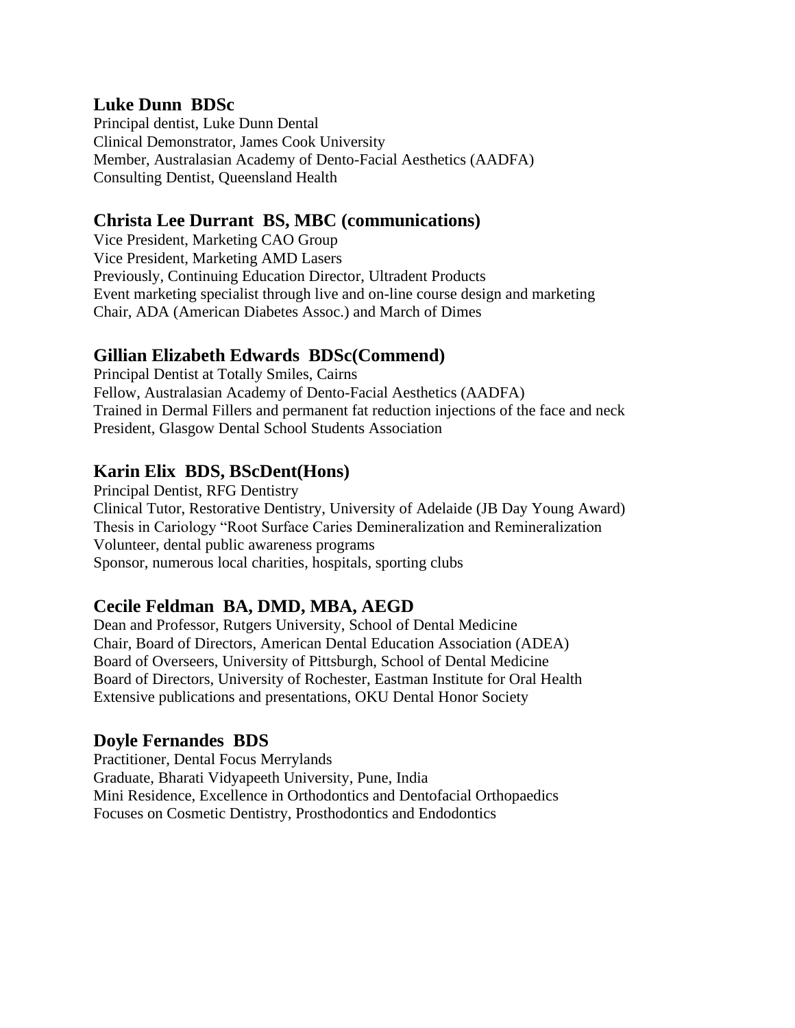### Luke Dunn  BDSc

Principal dentist, Luke Dunn Dental
Clinical Demonstrator, James Cook University
Member, Australasian Academy of Dento-Facial Aesthetics (AADFA)
Consulting Dentist, Queensland Health

### Christa Lee Durrant  BS, MBC (communications)

Vice President, Marketing CAO Group
Vice President, Marketing AMD Lasers
Previously, Continuing Education Director, Ultradent Products
Event marketing specialist through live and on-line course design and marketing
Chair, ADA (American Diabetes Assoc.) and March of Dimes

### Gillian Elizabeth Edwards  BDSc(Commend)

Principal Dentist at Totally Smiles, Cairns
Fellow, Australasian Academy of Dento-Facial Aesthetics (AADFA)
Trained in Dermal Fillers and permanent fat reduction injections of the face and neck
President, Glasgow Dental School Students Association

### Karin Elix  BDS, BScDent(Hons)

Principal Dentist, RFG Dentistry
Clinical Tutor, Restorative Dentistry, University of Adelaide (JB Day Young Award)
Thesis in Cariology "Root Surface Caries Demineralization and Remineralization
Volunteer, dental public awareness programs
Sponsor, numerous local charities, hospitals, sporting clubs

### Cecile Feldman  BA, DMD, MBA, AEGD

Dean and Professor, Rutgers University, School of Dental Medicine
Chair, Board of Directors, American Dental Education Association (ADEA)
Board of Overseers, University of Pittsburgh, School of Dental Medicine
Board of Directors, University of Rochester, Eastman Institute for Oral Health
Extensive publications and presentations, OKU Dental Honor Society

### Doyle Fernandes  BDS

Practitioner, Dental Focus Merrylands
Graduate, Bharati Vidyapeeth University, Pune, India
Mini Residence, Excellence in Orthodontics and Dentofacial Orthopaedics
Focuses on Cosmetic Dentistry, Prosthodontics and Endodontics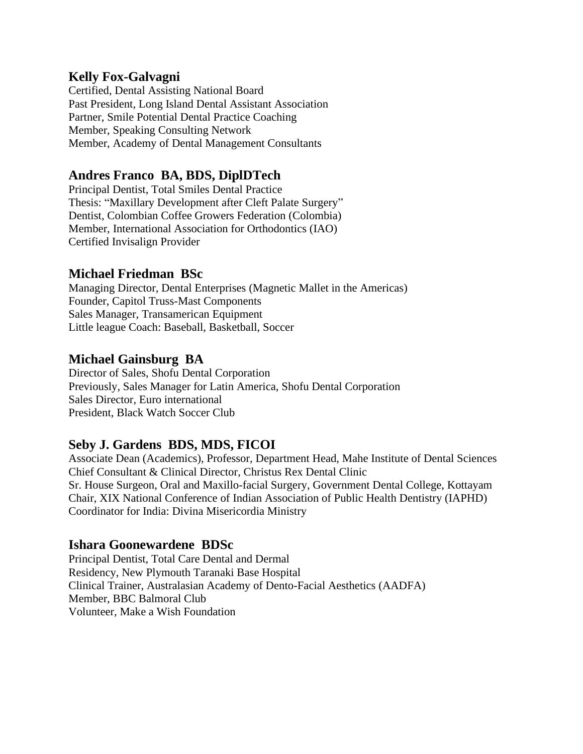## Kelly Fox-Galvagni

Certified, Dental Assisting National Board
Past President, Long Island Dental Assistant Association
Partner, Smile Potential Dental Practice Coaching
Member, Speaking Consulting Network
Member, Academy of Dental Management Consultants

## Andres Franco BA, BDS, DiplDTech

Principal Dentist, Total Smiles Dental Practice
Thesis: "Maxillary Development after Cleft Palate Surgery"
Dentist, Colombian Coffee Growers Federation (Colombia)
Member, International Association for Orthodontics (IAO)
Certified Invisalign Provider

## Michael Friedman BSc

Managing Director, Dental Enterprises (Magnetic Mallet in the Americas)
Founder, Capitol Truss-Mast Components
Sales Manager, Transamerican Equipment
Little league Coach: Baseball, Basketball, Soccer

## Michael Gainsburg BA

Director of Sales, Shofu Dental Corporation
Previously, Sales Manager for Latin America, Shofu Dental Corporation
Sales Director, Euro international
President, Black Watch Soccer Club

## Seby J. Gardens BDS, MDS, FICOI

Associate Dean (Academics), Professor, Department Head, Mahe Institute of Dental Sciences
Chief Consultant & Clinical Director, Christus Rex Dental Clinic
Sr. House Surgeon, Oral and Maxillo-facial Surgery, Government Dental College, Kottayam
Chair, XIX National Conference of Indian Association of Public Health Dentistry (IAPHD)
Coordinator for India: Divina Misericordia Ministry

## Ishara Goonewardene BDSc

Principal Dentist, Total Care Dental and Dermal
Residency, New Plymouth Taranaki Base Hospital
Clinical Trainer, Australasian Academy of Dento-Facial Aesthetics (AADFA)
Member, BBC Balmoral Club
Volunteer, Make a Wish Foundation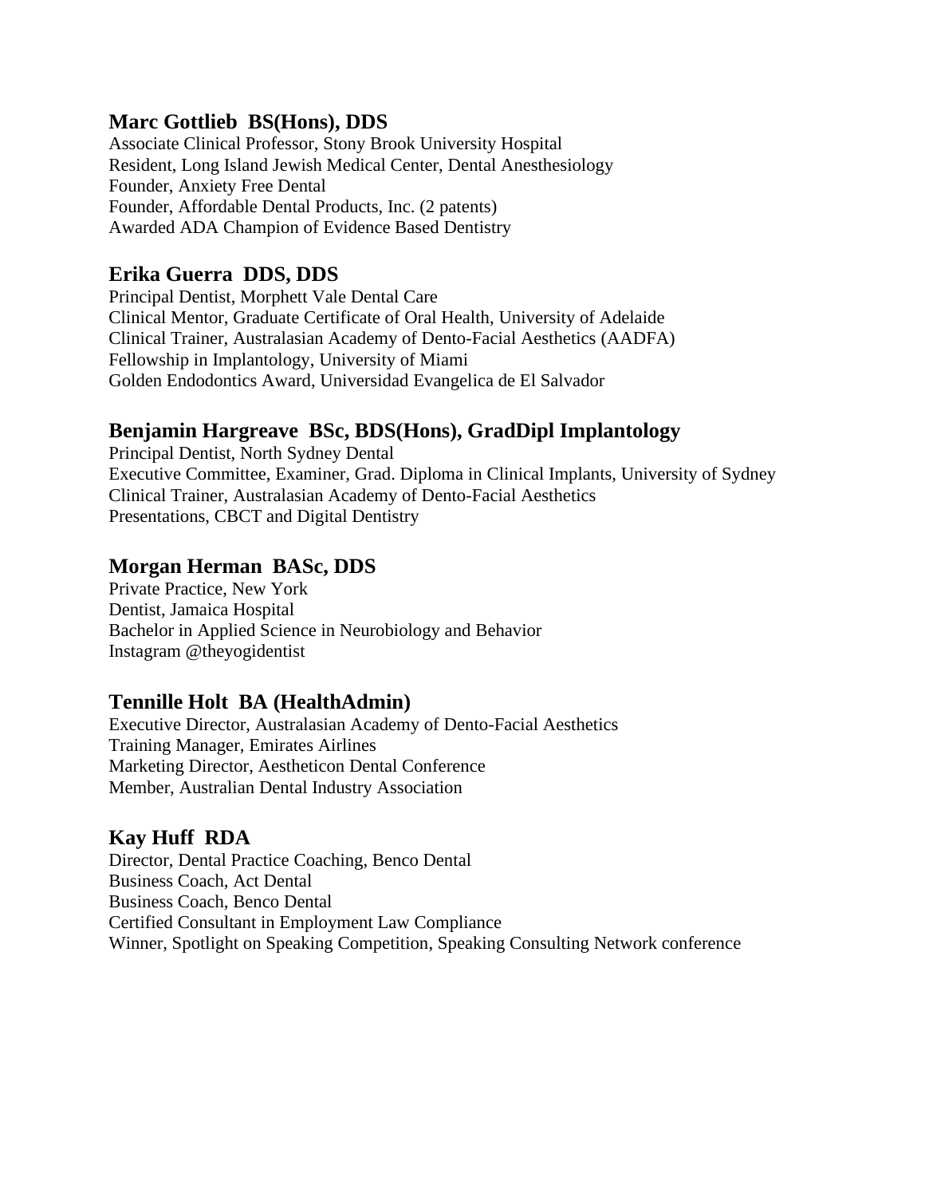### Marc Gottlieb  BS(Hons), DDS

Associate Clinical Professor, Stony Brook University Hospital
Resident, Long Island Jewish Medical Center, Dental Anesthesiology
Founder, Anxiety Free Dental
Founder, Affordable Dental Products, Inc. (2 patents)
Awarded ADA Champion of Evidence Based Dentistry

### Erika Guerra  DDS, DDS

Principal Dentist, Morphett Vale Dental Care
Clinical Mentor, Graduate Certificate of Oral Health, University of Adelaide
Clinical Trainer, Australasian Academy of Dento-Facial Aesthetics (AADFA)
Fellowship in Implantology, University of Miami
Golden Endodontics Award, Universidad Evangelica de El Salvador

### Benjamin Hargreave  BSc, BDS(Hons), GradDipl Implantology

Principal Dentist, North Sydney Dental
Executive Committee, Examiner, Grad. Diploma in Clinical Implants, University of Sydney
Clinical Trainer, Australasian Academy of Dento-Facial Aesthetics
Presentations, CBCT and Digital Dentistry

### Morgan Herman  BASc, DDS

Private Practice, New York
Dentist, Jamaica Hospital
Bachelor in Applied Science in Neurobiology and Behavior
Instagram @theyogidentist

### Tennille Holt  BA (HealthAdmin)

Executive Director, Australasian Academy of Dento-Facial Aesthetics
Training Manager, Emirates Airlines
Marketing Director, Aestheticon Dental Conference
Member, Australian Dental Industry Association

### Kay Huff  RDA

Director, Dental Practice Coaching, Benco Dental
Business Coach, Act Dental
Business Coach, Benco Dental
Certified Consultant in Employment Law Compliance
Winner, Spotlight on Speaking Competition, Speaking Consulting Network conference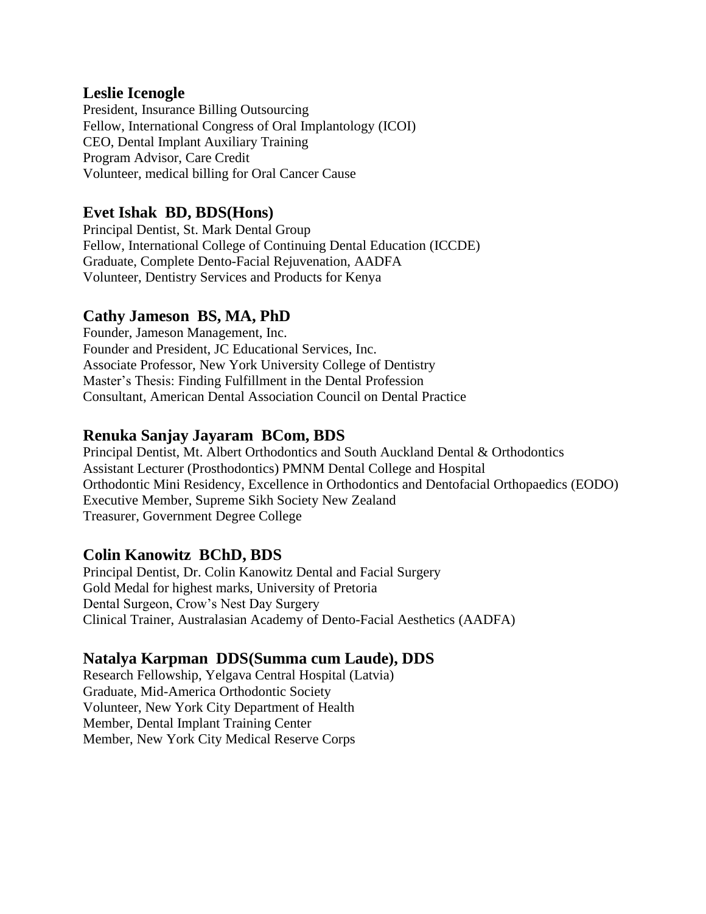### Leslie Icenogle

President, Insurance Billing Outsourcing
Fellow, International Congress of Oral Implantology (ICOI)
CEO, Dental Implant Auxiliary Training
Program Advisor, Care Credit
Volunteer, medical billing for Oral Cancer Cause

### Evet Ishak  BD, BDS(Hons)

Principal Dentist, St. Mark Dental Group
Fellow, International College of Continuing Dental Education (ICCDE)
Graduate, Complete Dento-Facial Rejuvenation, AADFA
Volunteer, Dentistry Services and Products for Kenya

### Cathy Jameson  BS, MA, PhD

Founder, Jameson Management, Inc.
Founder and President, JC Educational Services, Inc.
Associate Professor, New York University College of Dentistry
Master's Thesis: Finding Fulfillment in the Dental Profession
Consultant, American Dental Association Council on Dental Practice

### Renuka Sanjay Jayaram  BCom, BDS

Principal Dentist, Mt. Albert Orthodontics and South Auckland Dental & Orthodontics
Assistant Lecturer (Prosthodontics) PMNM Dental College and Hospital
Orthodontic Mini Residency, Excellence in Orthodontics and Dentofacial Orthopaedics (EODO)
Executive Member, Supreme Sikh Society New Zealand
Treasurer, Government Degree College

### Colin Kanowitz  BChD, BDS

Principal Dentist, Dr. Colin Kanowitz Dental and Facial Surgery
Gold Medal for highest marks, University of Pretoria
Dental Surgeon, Crow's Nest Day Surgery
Clinical Trainer, Australasian Academy of Dento-Facial Aesthetics (AADFA)

### Natalya Karpman  DDS(Summa cum Laude), DDS

Research Fellowship, Yelgava Central Hospital (Latvia)
Graduate, Mid-America Orthodontic Society
Volunteer, New York City Department of Health
Member, Dental Implant Training Center
Member, New York City Medical Reserve Corps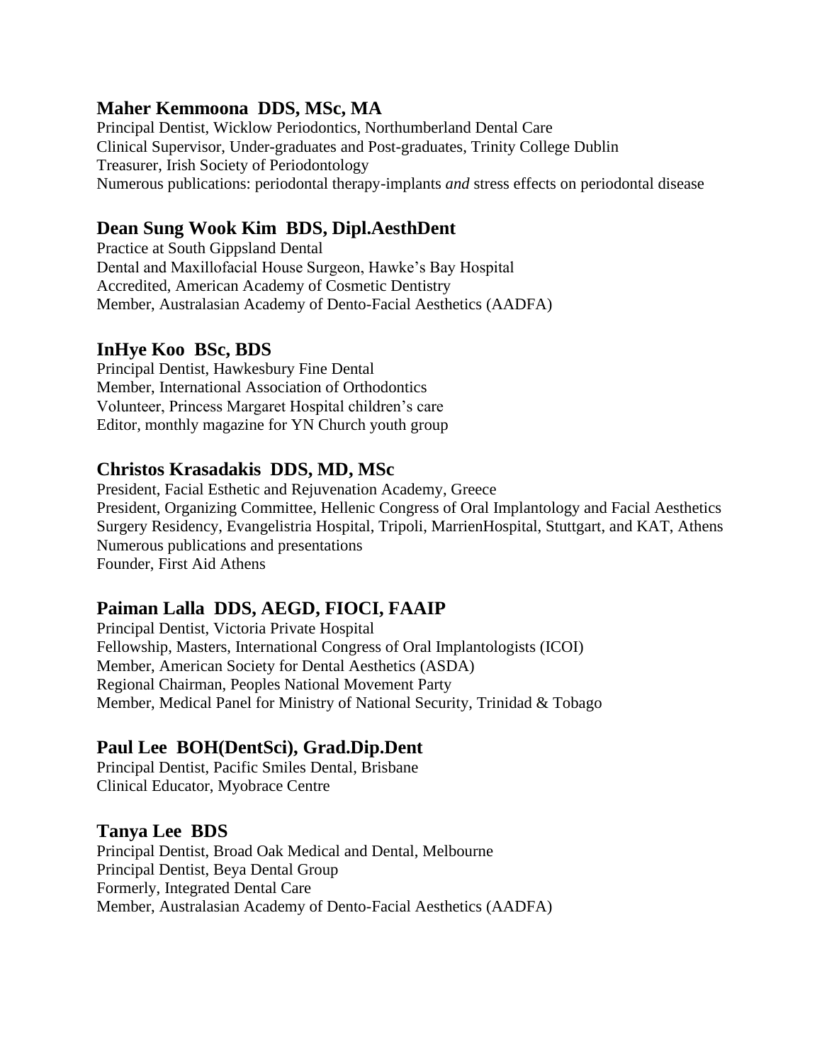### Maher Kemmoona DDS, MSc, MA

Principal Dentist, Wicklow Periodontics, Northumberland Dental Care
Clinical Supervisor, Under-graduates and Post-graduates, Trinity College Dublin
Treasurer, Irish Society of Periodontology
Numerous publications: periodontal therapy-implants *and* stress effects on periodontal disease

### Dean Sung Wook Kim BDS, Dipl.AesthDent

Practice at South Gippsland Dental
Dental and Maxillofacial House Surgeon, Hawke's Bay Hospital
Accredited, American Academy of Cosmetic Dentistry
Member, Australasian Academy of Dento-Facial Aesthetics (AADFA)

### InHye Koo BSc, BDS

Principal Dentist, Hawkesbury Fine Dental
Member, International Association of Orthodontics
Volunteer, Princess Margaret Hospital children's care
Editor, monthly magazine for YN Church youth group

### Christos Krasadakis DDS, MD, MSc

President, Facial Esthetic and Rejuvenation Academy, Greece
President, Organizing Committee, Hellenic Congress of Oral Implantology and Facial Aesthetics
Surgery Residency, Evangelistria Hospital, Tripoli, MarrienHospital, Stuttgart, and KAT, Athens
Numerous publications and presentations
Founder, First Aid Athens

### Paiman Lalla DDS, AEGD, FIOCI, FAAIP

Principal Dentist, Victoria Private Hospital
Fellowship, Masters, International Congress of Oral Implantologists (ICOI)
Member, American Society for Dental Aesthetics (ASDA)
Regional Chairman, Peoples National Movement Party
Member, Medical Panel for Ministry of National Security, Trinidad & Tobago

### Paul Lee BOH(DentSci), Grad.Dip.Dent

Principal Dentist, Pacific Smiles Dental, Brisbane
Clinical Educator, Myobrace Centre

### Tanya Lee BDS

Principal Dentist, Broad Oak Medical and Dental, Melbourne
Principal Dentist, Beya Dental Group
Formerly, Integrated Dental Care
Member, Australasian Academy of Dento-Facial Aesthetics (AADFA)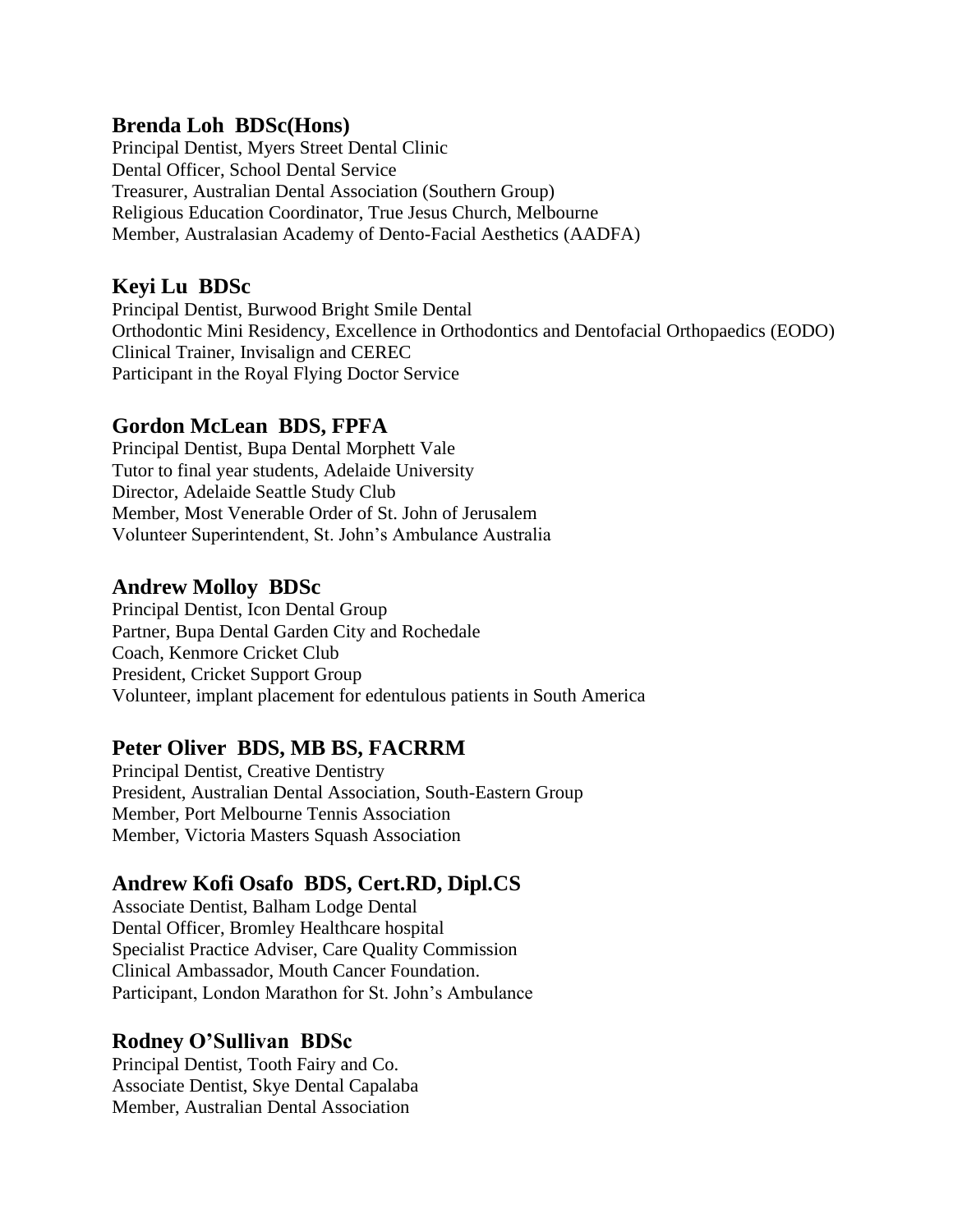### Brenda Loh BDSc(Hons)

Principal Dentist, Myers Street Dental Clinic
Dental Officer, School Dental Service
Treasurer, Australian Dental Association (Southern Group)
Religious Education Coordinator, True Jesus Church, Melbourne
Member, Australasian Academy of Dento-Facial Aesthetics (AADFA)

### Keyi Lu BDSc

Principal Dentist, Burwood Bright Smile Dental
Orthodontic Mini Residency, Excellence in Orthodontics and Dentofacial Orthopaedics (EODO)
Clinical Trainer, Invisalign and CEREC
Participant in the Royal Flying Doctor Service

### Gordon McLean BDS, FPFA

Principal Dentist, Bupa Dental Morphett Vale
Tutor to final year students, Adelaide University
Director, Adelaide Seattle Study Club
Member, Most Venerable Order of St. John of Jerusalem
Volunteer Superintendent, St. John's Ambulance Australia

### Andrew Molloy BDSc

Principal Dentist, Icon Dental Group
Partner, Bupa Dental Garden City and Rochedale
Coach, Kenmore Cricket Club
President, Cricket Support Group
Volunteer, implant placement for edentulous patients in South America

### Peter Oliver BDS, MB BS, FACRRM

Principal Dentist, Creative Dentistry
President, Australian Dental Association, South-Eastern Group
Member, Port Melbourne Tennis Association
Member, Victoria Masters Squash Association

### Andrew Kofi Osafo BDS, Cert.RD, Dipl.CS

Associate Dentist, Balham Lodge Dental
Dental Officer, Bromley Healthcare hospital
Specialist Practice Adviser, Care Quality Commission
Clinical Ambassador, Mouth Cancer Foundation.
Participant, London Marathon for St. John's Ambulance

### Rodney O'Sullivan BDSc

Principal Dentist, Tooth Fairy and Co.
Associate Dentist, Skye Dental Capalaba
Member, Australian Dental Association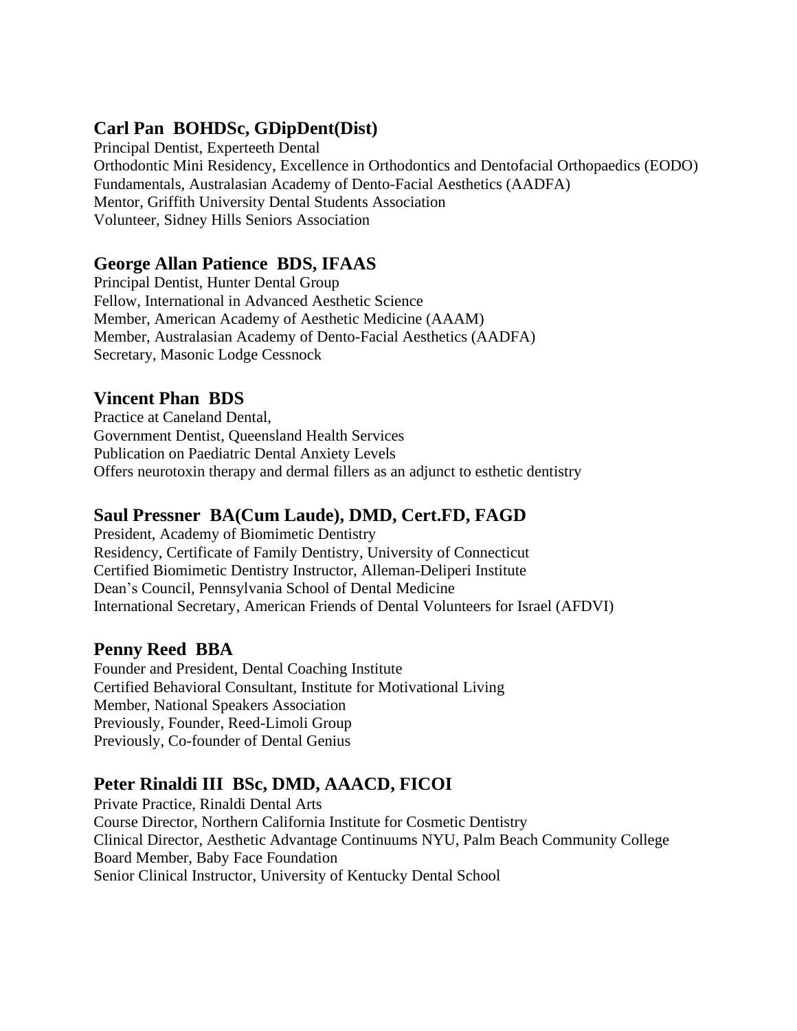### Carl Pan  BOHDSc, GDipDent(Dist)

Principal Dentist, Experteeth Dental
Orthodontic Mini Residency, Excellence in Orthodontics and Dentofacial Orthopaedics (EODO)
Fundamentals, Australasian Academy of Dento-Facial Aesthetics (AADFA)
Mentor, Griffith University Dental Students Association
Volunteer, Sidney Hills Seniors Association

### George Allan Patience  BDS, IFAAS

Principal Dentist, Hunter Dental Group
Fellow, International in Advanced Aesthetic Science
Member, American Academy of Aesthetic Medicine (AAAM)
Member, Australasian Academy of Dento-Facial Aesthetics (AADFA)
Secretary, Masonic Lodge Cessnock

### Vincent Phan  BDS

Practice at Caneland Dental,
Government Dentist, Queensland Health Services
Publication on Paediatric Dental Anxiety Levels
Offers neurotoxin therapy and dermal fillers as an adjunct to esthetic dentistry

### Saul Pressner  BA(Cum Laude), DMD, Cert.FD, FAGD

President, Academy of Biomimetic Dentistry
Residency, Certificate of Family Dentistry, University of Connecticut
Certified Biomimetic Dentistry Instructor, Alleman-Deliperi Institute
Dean's Council, Pennsylvania School of Dental Medicine
International Secretary, American Friends of Dental Volunteers for Israel (AFDVI)

### Penny Reed  BBA

Founder and President, Dental Coaching Institute
Certified Behavioral Consultant, Institute for Motivational Living
Member, National Speakers Association
Previously, Founder, Reed-Limoli Group
Previously, Co-founder of Dental Genius

### Peter Rinaldi III  BSc, DMD, AAACD, FICOI

Private Practice, Rinaldi Dental Arts
Course Director, Northern California Institute for Cosmetic Dentistry
Clinical Director, Aesthetic Advantage Continuums NYU, Palm Beach Community College
Board Member, Baby Face Foundation
Senior Clinical Instructor, University of Kentucky Dental School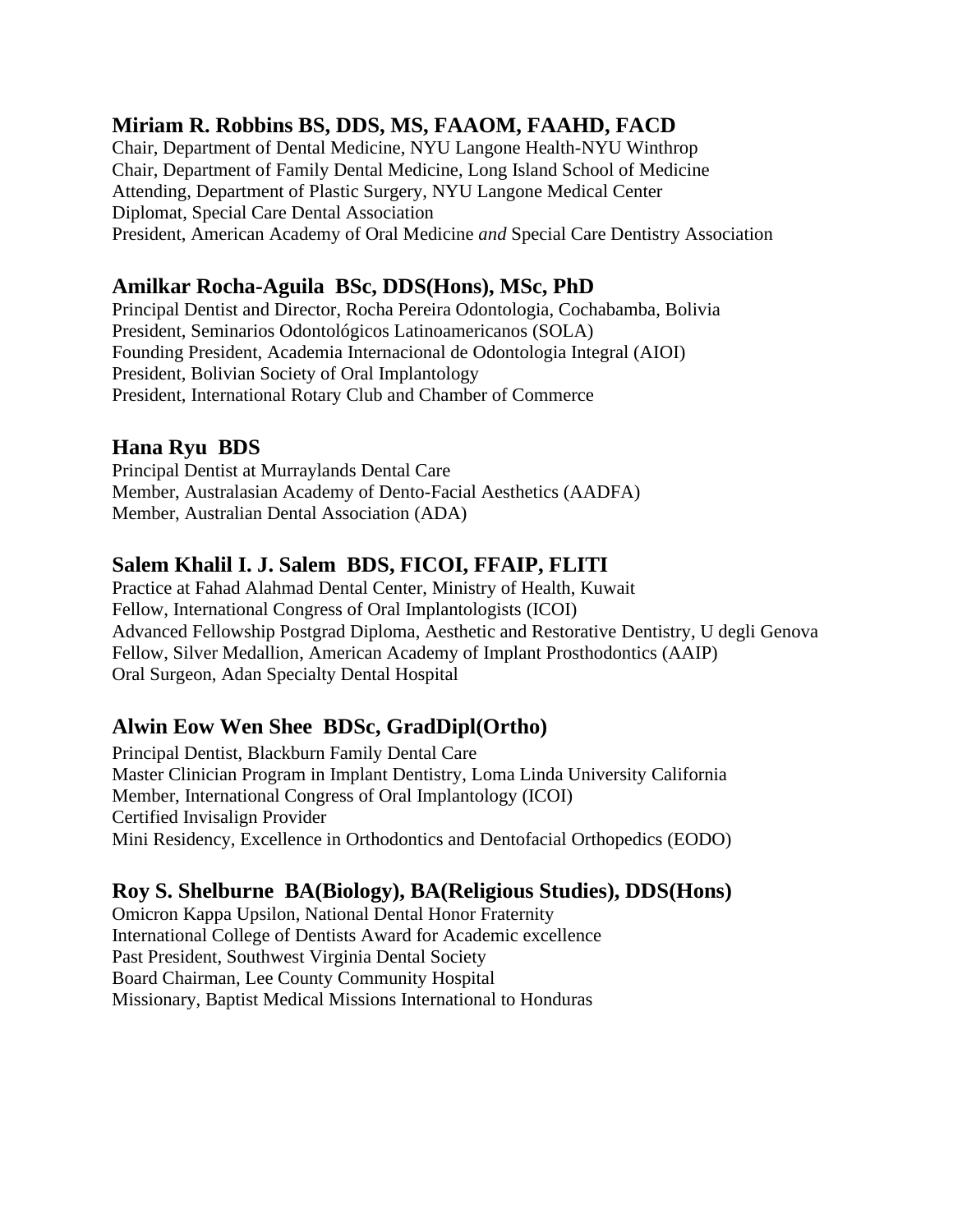## Miriam R. Robbins BS, DDS, MS, FAAOM, FAAHD, FACD

Chair, Department of Dental Medicine, NYU Langone Health-NYU Winthrop
Chair, Department of Family Dental Medicine, Long Island School of Medicine
Attending, Department of Plastic Surgery, NYU Langone Medical Center
Diplomat, Special Care Dental Association
President, American Academy of Oral Medicine *and* Special Care Dentistry Association

## Amilkar Rocha-Aguila BSc, DDS(Hons), MSc, PhD

Principal Dentist and Director, Rocha Pereira Odontologia, Cochabamba, Bolivia
President, Seminarios Odontológicos Latinoamericanos (SOLA)
Founding President, Academia Internacional de Odontologia Integral (AIOI)
President, Bolivian Society of Oral Implantology
President, International Rotary Club and Chamber of Commerce

## Hana Ryu BDS

Principal Dentist at Murraylands Dental Care
Member, Australasian Academy of Dento-Facial Aesthetics (AADFA)
Member, Australian Dental Association (ADA)

## Salem Khalil I. J. Salem BDS, FICOI, FFAIP, FLITI

Practice at Fahad Alahmad Dental Center, Ministry of Health, Kuwait
Fellow, International Congress of Oral Implantologists (ICOI)
Advanced Fellowship Postgrad Diploma, Aesthetic and Restorative Dentistry, U degli Genova
Fellow, Silver Medallion, American Academy of Implant Prosthodontics (AAIP)
Oral Surgeon, Adan Specialty Dental Hospital

## Alwin Eow Wen Shee BDSc, GradDipl(Ortho)

Principal Dentist, Blackburn Family Dental Care
Master Clinician Program in Implant Dentistry, Loma Linda University California
Member, International Congress of Oral Implantology (ICOI)
Certified Invisalign Provider
Mini Residency, Excellence in Orthodontics and Dentofacial Orthopedics (EODO)

## Roy S. Shelburne BA(Biology), BA(Religious Studies), DDS(Hons)

Omicron Kappa Upsilon, National Dental Honor Fraternity
International College of Dentists Award for Academic excellence
Past President, Southwest Virginia Dental Society
Board Chairman, Lee County Community Hospital
Missionary, Baptist Medical Missions International to Honduras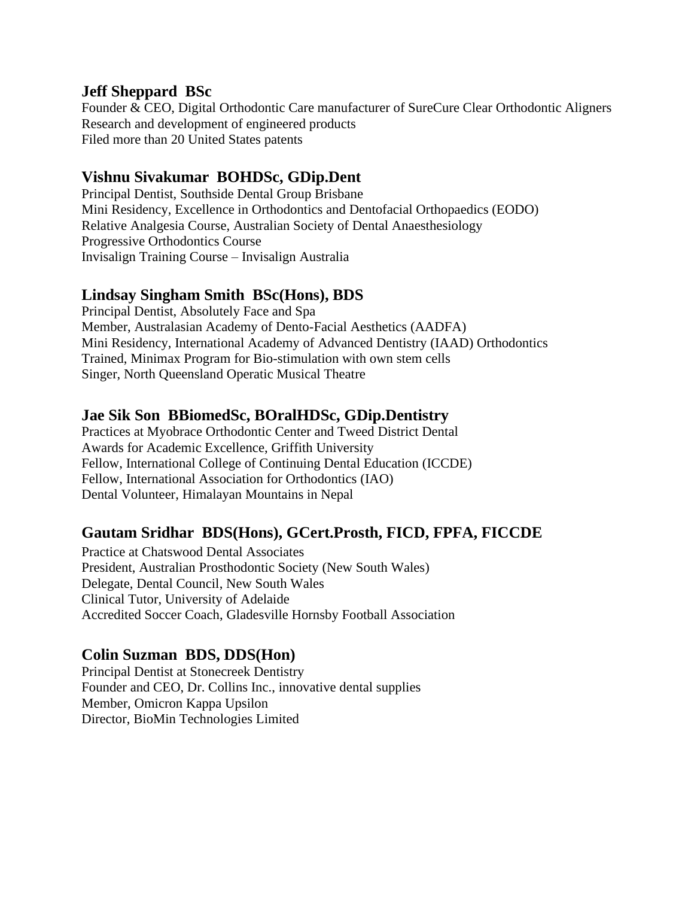### Jeff Sheppard BSc

Founder & CEO, Digital Orthodontic Care manufacturer of SureCure Clear Orthodontic Aligners
Research and development of engineered products
Filed more than 20 United States patents

### Vishnu Sivakumar BOHDSc, GDip.Dent

Principal Dentist, Southside Dental Group Brisbane
Mini Residency, Excellence in Orthodontics and Dentofacial Orthopaedics (EODO)
Relative Analgesia Course, Australian Society of Dental Anaesthesiology
Progressive Orthodontics Course
Invisalign Training Course – Invisalign Australia

### Lindsay Singham Smith BSc(Hons), BDS

Principal Dentist, Absolutely Face and Spa
Member, Australasian Academy of Dento-Facial Aesthetics (AADFA)
Mini Residency, International Academy of Advanced Dentistry (IAAD) Orthodontics
Trained, Minimax Program for Bio-stimulation with own stem cells
Singer, North Queensland Operatic Musical Theatre

### Jae Sik Son BBiomedSc, BOralHDSc, GDip.Dentistry

Practices at Myobrace Orthodontic Center and Tweed District Dental
Awards for Academic Excellence, Griffith University
Fellow, International College of Continuing Dental Education (ICCDE)
Fellow, International Association for Orthodontics (IAO)
Dental Volunteer, Himalayan Mountains in Nepal

### Gautam Sridhar BDS(Hons), GCert.Prosth, FICD, FPFA, FICCDE

Practice at Chatswood Dental Associates
President, Australian Prosthodontic Society (New South Wales)
Delegate, Dental Council, New South Wales
Clinical Tutor, University of Adelaide
Accredited Soccer Coach, Gladesville Hornsby Football Association

### Colin Suzman BDS, DDS(Hon)

Principal Dentist at Stonecreek Dentistry
Founder and CEO, Dr. Collins Inc., innovative dental supplies
Member, Omicron Kappa Upsilon
Director, BioMin Technologies Limited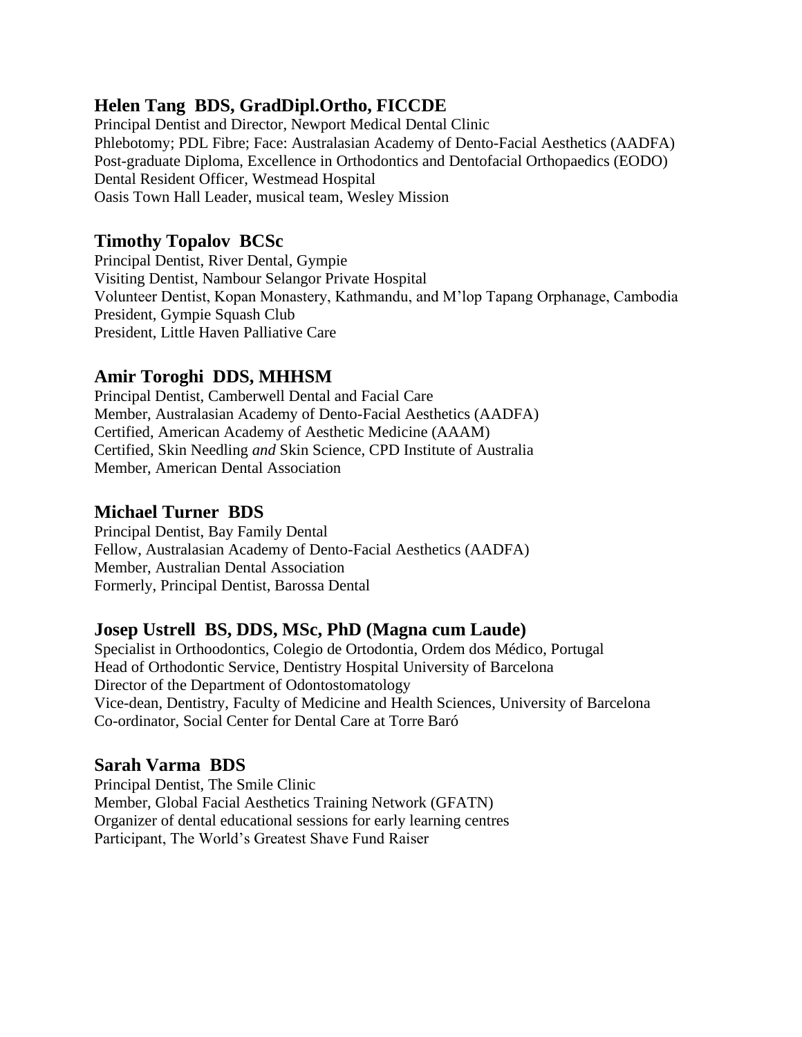### Helen Tang  BDS, GradDipl.Ortho, FICCDE

Principal Dentist and Director, Newport Medical Dental Clinic
Phlebotomy; PDL Fibre; Face: Australasian Academy of Dento-Facial Aesthetics (AADFA)
Post-graduate Diploma, Excellence in Orthodontics and Dentofacial Orthopaedics (EODO)
Dental Resident Officer, Westmead Hospital
Oasis Town Hall Leader, musical team, Wesley Mission

### Timothy Topalov  BCSc

Principal Dentist, River Dental, Gympie
Visiting Dentist, Nambour Selangor Private Hospital
Volunteer Dentist, Kopan Monastery, Kathmandu, and M'lop Tapang Orphanage, Cambodia
President, Gympie Squash Club
President, Little Haven Palliative Care

### Amir Toroghi  DDS, MHHSM

Principal Dentist, Camberwell Dental and Facial Care
Member, Australasian Academy of Dento-Facial Aesthetics (AADFA)
Certified, American Academy of Aesthetic Medicine (AAAM)
Certified, Skin Needling *and* Skin Science, CPD Institute of Australia
Member, American Dental Association

### Michael Turner  BDS

Principal Dentist, Bay Family Dental
Fellow, Australasian Academy of Dento-Facial Aesthetics (AADFA)
Member, Australian Dental Association
Formerly, Principal Dentist, Barossa Dental

### Josep Ustrell  BS, DDS, MSc, PhD (Magna cum Laude)

Specialist in Orthoodontics, Colegio de Ortodontia, Ordem dos Médico, Portugal
Head of Orthodontic Service, Dentistry Hospital University of Barcelona
Director of the Department of Odontostomatology
Vice-dean, Dentistry, Faculty of Medicine and Health Sciences, University of Barcelona
Co-ordinator, Social Center for Dental Care at Torre Baró

### Sarah Varma  BDS

Principal Dentist, The Smile Clinic
Member, Global Facial Aesthetics Training Network (GFATN)
Organizer of dental educational sessions for early learning centres
Participant, The World's Greatest Shave Fund Raiser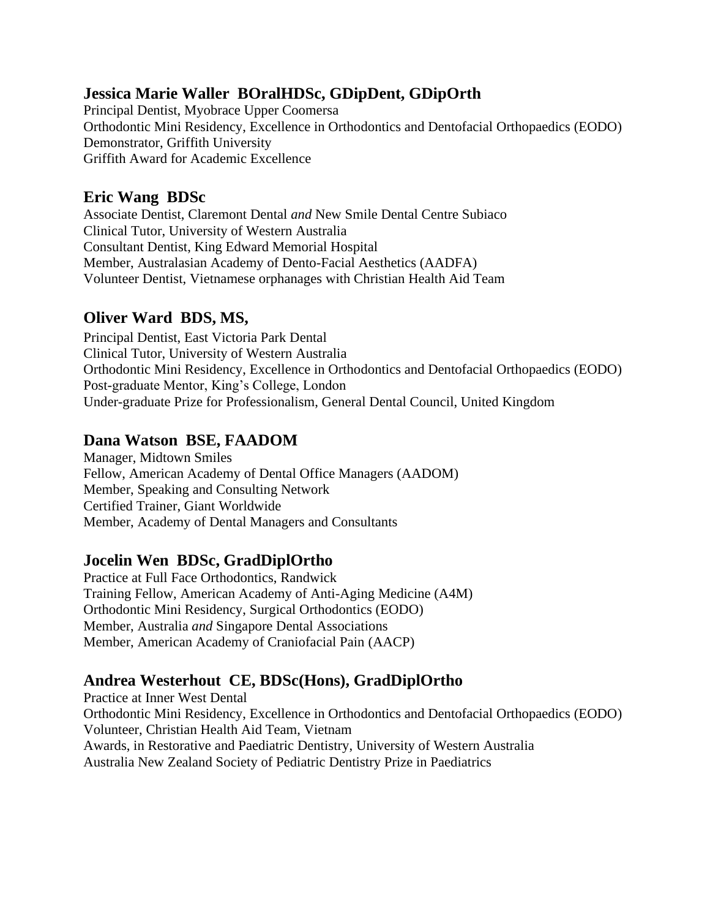### Jessica Marie Waller  BOralHDSc, GDipDent, GDipOrth

Principal Dentist, Myobrace Upper Coomersa
Orthodontic Mini Residency, Excellence in Orthodontics and Dentofacial Orthopaedics (EODO)
Demonstrator, Griffith University
Griffith Award for Academic Excellence

### Eric Wang  BDSc

Associate Dentist, Claremont Dental *and* New Smile Dental Centre Subiaco
Clinical Tutor, University of Western Australia
Consultant Dentist, King Edward Memorial Hospital
Member, Australasian Academy of Dento-Facial Aesthetics (AADFA)
Volunteer Dentist, Vietnamese orphanages with Christian Health Aid Team

### Oliver Ward  BDS, MS,

Principal Dentist, East Victoria Park Dental
Clinical Tutor, University of Western Australia
Orthodontic Mini Residency, Excellence in Orthodontics and Dentofacial Orthopaedics (EODO)
Post-graduate Mentor, King's College, London
Under-graduate Prize for Professionalism, General Dental Council, United Kingdom

### Dana Watson  BSE, FAADOM

Manager, Midtown Smiles
Fellow, American Academy of Dental Office Managers (AADOM)
Member, Speaking and Consulting Network
Certified Trainer, Giant Worldwide
Member, Academy of Dental Managers and Consultants

### Jocelin Wen  BDSc, GradDiplOrtho

Practice at Full Face Orthodontics, Randwick
Training Fellow, American Academy of Anti-Aging Medicine (A4M)
Orthodontic Mini Residency, Surgical Orthodontics (EODO)
Member, Australia *and* Singapore Dental Associations
Member, American Academy of Craniofacial Pain (AACP)

### Andrea Westerhout  CE, BDSc(Hons), GradDiplOrtho

Practice at Inner West Dental
Orthodontic Mini Residency, Excellence in Orthodontics and Dentofacial Orthopaedics (EODO)
Volunteer, Christian Health Aid Team, Vietnam
Awards, in Restorative and Paediatric Dentistry, University of Western Australia
Australia New Zealand Society of Pediatric Dentistry Prize in Paediatrics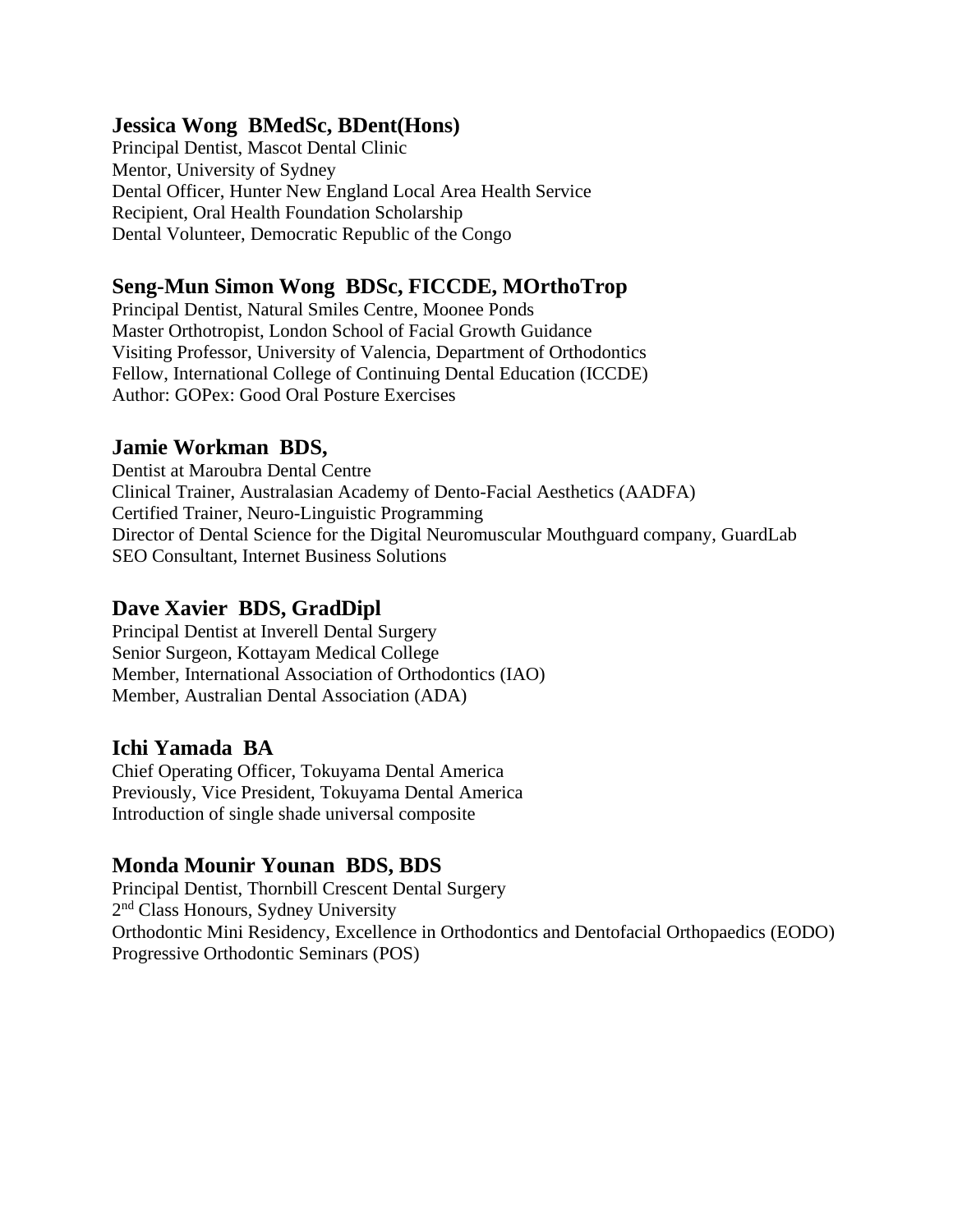### Jessica Wong  BMedSc, BDent(Hons)

Principal Dentist, Mascot Dental Clinic
Mentor, University of Sydney
Dental Officer, Hunter New England Local Area Health Service
Recipient, Oral Health Foundation Scholarship
Dental Volunteer, Democratic Republic of the Congo

### Seng-Mun Simon Wong  BDSc, FICCDE, MOrthoTrop

Principal Dentist, Natural Smiles Centre, Moonee Ponds
Master Orthotropist, London School of Facial Growth Guidance
Visiting Professor, University of Valencia, Department of Orthodontics
Fellow, International College of Continuing Dental Education (ICCDE)
Author: GOPex: Good Oral Posture Exercises

### Jamie Workman  BDS,

Dentist at Maroubra Dental Centre
Clinical Trainer, Australasian Academy of Dento-Facial Aesthetics (AADFA)
Certified Trainer, Neuro-Linguistic Programming
Director of Dental Science for the Digital Neuromuscular Mouthguard company, GuardLab
SEO Consultant, Internet Business Solutions

### Dave Xavier  BDS, GradDipl

Principal Dentist at Inverell Dental Surgery
Senior Surgeon, Kottayam Medical College
Member, International Association of Orthodontics (IAO)
Member, Australian Dental Association (ADA)

### Ichi Yamada  BA

Chief Operating Officer, Tokuyama Dental America
Previously, Vice President, Tokuyama Dental America
Introduction of single shade universal composite

### Monda Mounir Younan  BDS, BDS

Principal Dentist, Thornbill Crescent Dental Surgery
2nd Class Honours, Sydney University
Orthodontic Mini Residency, Excellence in Orthodontics and Dentofacial Orthopaedics (EODO)
Progressive Orthodontic Seminars (POS)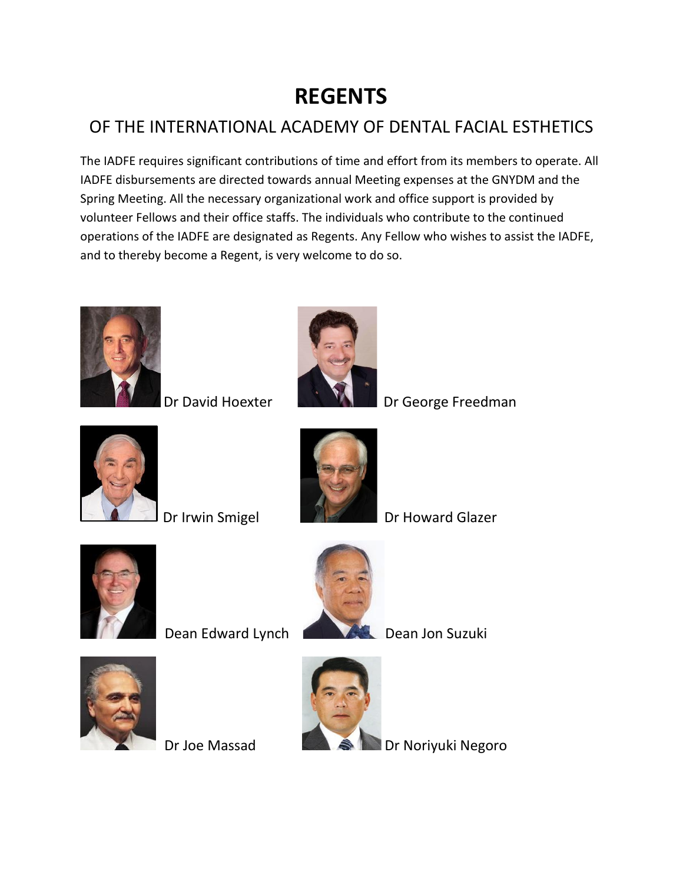# REGENTS

## OF THE INTERNATIONAL ACADEMY OF DENTAL FACIAL ESTHETICS

The IADFE requires significant contributions of time and effort from its members to operate. All IADFE disbursements are directed towards annual Meeting expenses at the GNYDM and the Spring Meeting. All the necessary organizational work and office support is provided by volunteer Fellows and their office staffs. The individuals who contribute to the continued operations of the IADFE are designated as Regents. Any Fellow who wishes to assist the IADFE, and to thereby become a Regent, is very welcome to do so.

Dr David Hoexter

Dr George Freedman

Dr Irwin Smigel

Dr Howard Glazer

Dean Edward Lynch

Dean Jon Suzuki

Dr Joe Massad

Dr Noriyuki Negoro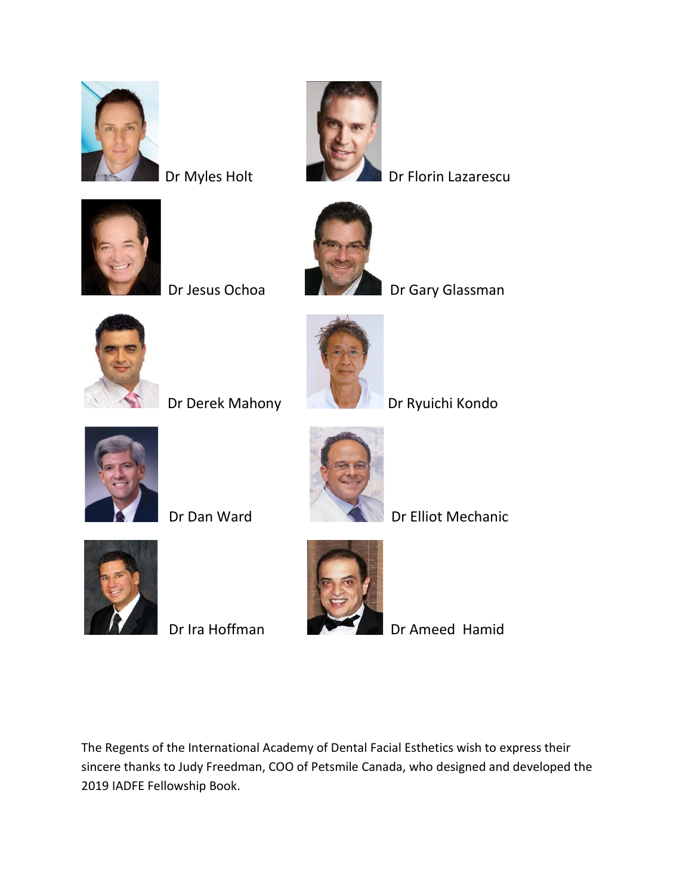Dr Myles Holt

Dr Florin Lazarescu

Dr Jesus Ochoa

Dr Gary Glassman

Dr Derek Mahony

Dr Ryuichi Kondo

Dr Dan Ward

Dr Elliot Mechanic

Dr Ira Hoffman

Dr Ameed Hamid

The Regents of the International Academy of Dental Facial Esthetics wish to express their sincere thanks to Judy Freedman, COO of Petsmile Canada, who designed and developed the 2019 IADFE Fellowship Book.